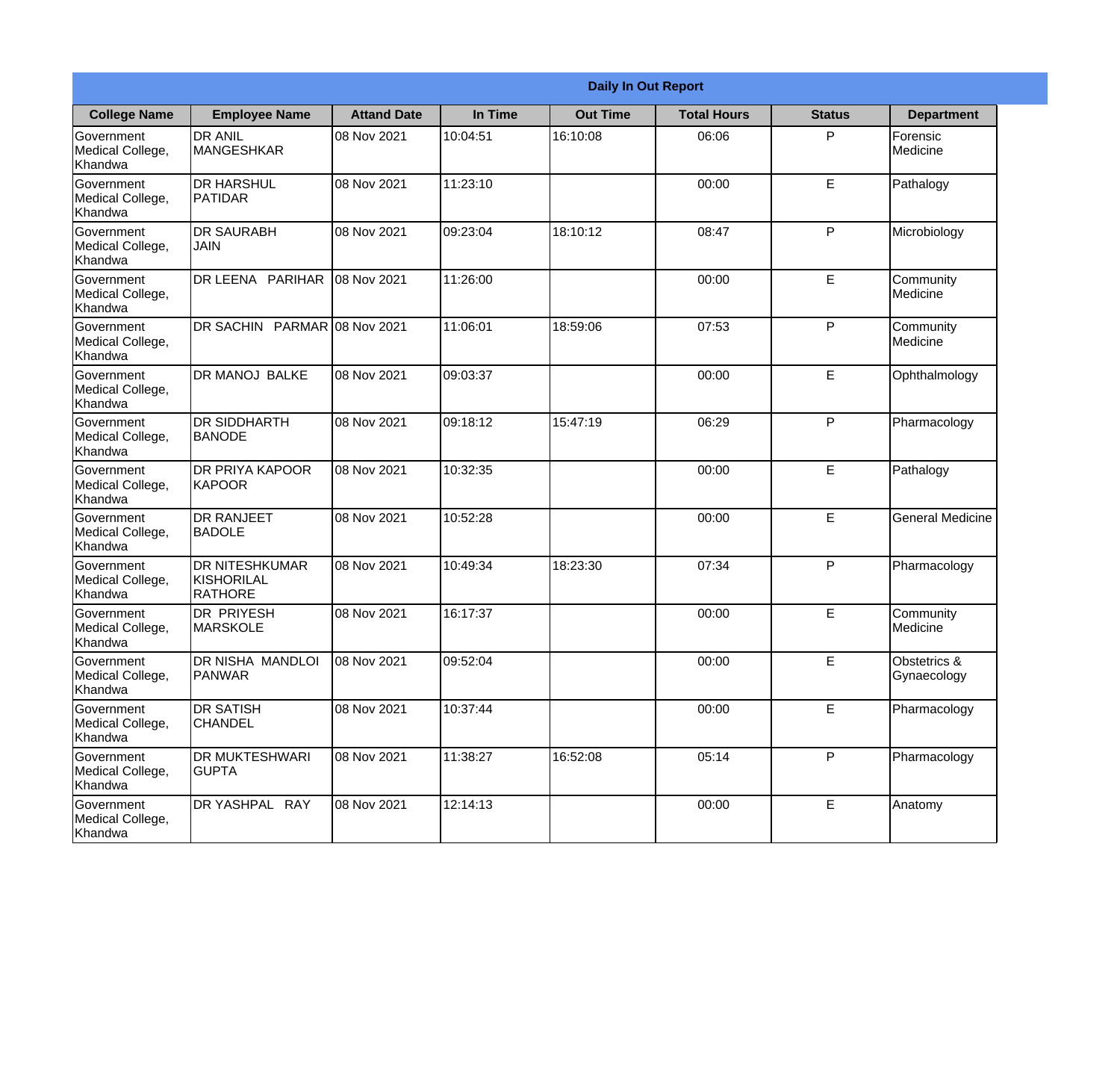**Daily In Out Report**

| College Name | Employee Name | Attand Date | In Time | Out Time | Total Hours | Status | Department |
|---|---|---|---|---|---|---|---|
| Government Medical College, Khandwa | DR ANIL MANGESHKAR | 08 Nov 2021 | 10:04:51 | 16:10:08 | 06:06 | P | Forensic Medicine |
| Government Medical College, Khandwa | DR HARSHUL PATIDAR | 08 Nov 2021 | 11:23:10 | | 00:00 | E | Pathalogy |
| Government Medical College, Khandwa | DR SAURABH JAIN | 08 Nov 2021 | 09:23:04 | 18:10:12 | 08:47 | P | Microbiology |
| Government Medical College, Khandwa | DR LEENA PARIHAR | 08 Nov 2021 | 11:26:00 | | 00:00 | E | Community Medicine |
| Government Medical College, Khandwa | DR SACHIN PARMAR | 08 Nov 2021 | 11:06:01 | 18:59:06 | 07:53 | P | Community Medicine |
| Government Medical College, Khandwa | DR MANOJ BALKE | 08 Nov 2021 | 09:03:37 | | 00:00 | E | Ophthalmology |
| Government Medical College, Khandwa | DR SIDDHARTH BANODE | 08 Nov 2021 | 09:18:12 | 15:47:19 | 06:29 | P | Pharmacology |
| Government Medical College, Khandwa | DR PRIYA KAPOOR KAPOOR | 08 Nov 2021 | 10:32:35 | | 00:00 | E | Pathalogy |
| Government Medical College, Khandwa | DR RANJEET BADOLE | 08 Nov 2021 | 10:52:28 | | 00:00 | E | General Medicine |
| Government Medical College, Khandwa | DR NITESHKUMAR KISHORILAL RATHORE | 08 Nov 2021 | 10:49:34 | 18:23:30 | 07:34 | P | Pharmacology |
| Government Medical College, Khandwa | DR PRIYESH MARSKOLE | 08 Nov 2021 | 16:17:37 | | 00:00 | E | Community Medicine |
| Government Medical College, Khandwa | DR NISHA MANDLOI PANWAR | 08 Nov 2021 | 09:52:04 | | 00:00 | E | Obstetrics & Gynaecology |
| Government Medical College, Khandwa | DR SATISH CHANDEL | 08 Nov 2021 | 10:37:44 | | 00:00 | E | Pharmacology |
| Government Medical College, Khandwa | DR MUKTESHWARI GUPTA | 08 Nov 2021 | 11:38:27 | 16:52:08 | 05:14 | P | Pharmacology |
| Government Medical College, Khandwa | DR YASHPAL RAY | 08 Nov 2021 | 12:14:13 | | 00:00 | E | Anatomy |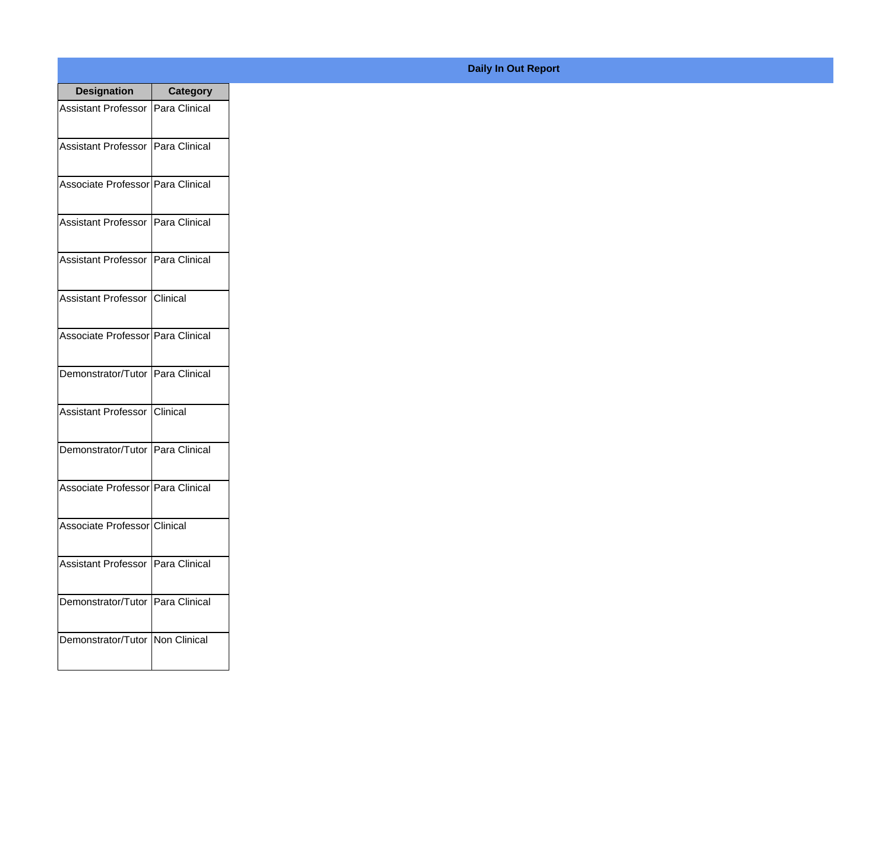**Daily In Out Report**

| Designation | Category |
|---|---|
| Assistant Professor | Para Clinical |
| Assistant Professor | Para Clinical |
| Associate Professor | Para Clinical |
| Assistant Professor | Para Clinical |
| Assistant Professor | Para Clinical |
| Assistant Professor | Clinical |
| Associate Professor | Para Clinical |
| Demonstrator/Tutor | Para Clinical |
| Assistant Professor | Clinical |
| Demonstrator/Tutor | Para Clinical |
| Associate Professor | Para Clinical |
| Associate Professor | Clinical |
| Assistant Professor | Para Clinical |
| Demonstrator/Tutor | Para Clinical |
| Demonstrator/Tutor | Non Clinical |